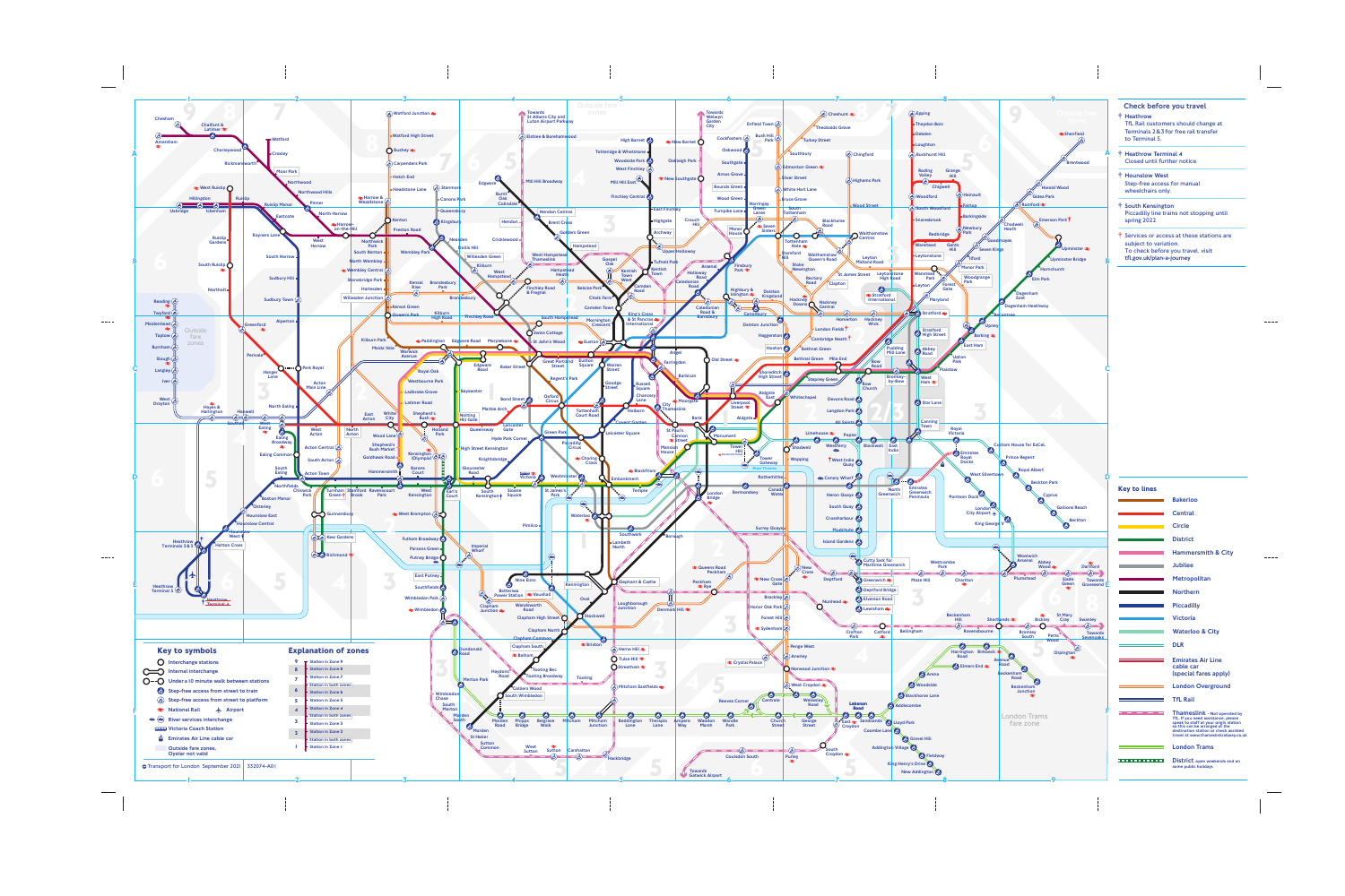## Check before you travel

- **Heathrow** – TfL Rail customers should change at Terminals 2 & 3 for free rail transfer to Terminal 5.
- **Heathrow Terminal 4** – Closed until further notice.
- **Hounslow West** – Step-free access for manual wheelchairs only.
- **South Kensington** – Piccadilly line trains not stopping until spring 2022.
- Services or access at these stations are subject to variation. To check before you travel, visit tfl.gov.uk/plan-a-journey

## Key to lines

- Bakerloo
- Central
- Circle
- District
- Hammersmith & City
- Jubilee
- Metropolitan
- Northern
- Piccadilly
- Victoria
- Waterloo & City
- DLR
- Emirates Air Line cable car (special fares apply)
- London Overground
- TfL Rail
- Thameslink – Not operated by TfL. If you need assistance, please speak to staff at your origin station so this can be arranged at the destination station or check assisted travel at www.thameslinkrailway.co.uk
- London Trams
- District – open weekends and on some public holidays

## Key to symbols

- Interchange stations
- Internal interchange
- Under a 10 minute walk between stations
- Step-free access from street to train
- Step-free access from street to platform
- National Rail
- Airport
- River services interchange
- Victoria Coach Station
- Emirates Air Line cable car
- Outside fare zones, Oyster not valid

## Explanation of zones

- 9 – Station in Zone 9
- 8 – Station in Zone 8
- 7 – Station in Zone 7
- Station in both zones
- 6 – Station in Zone 6
- 5 – Station in Zone 5
- 4 – Station in Zone 4
- Station in both zones
- 3 – Station in Zone 3
- 2 – Station in Zone 2
- Station in both zones
- 1 – Station in Zone 1

© Transport for London September 2021 332074-A01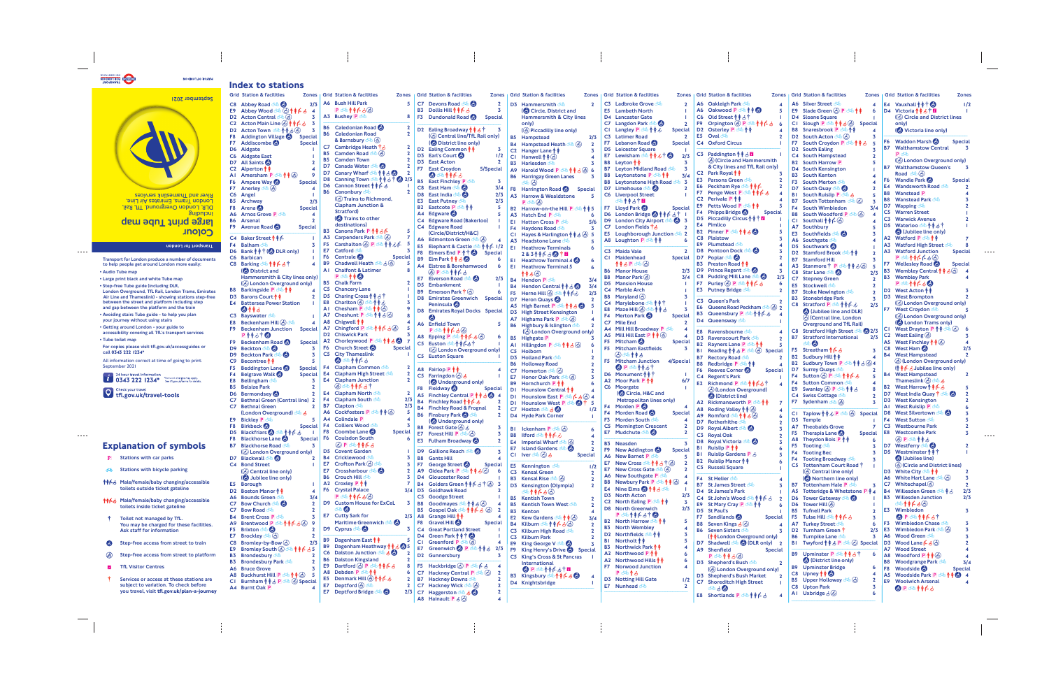MAYOR OF LONDON

Transport for London

# Colour large print Tube map

including London Overground, TfL Rail, London Trams, Emirates Air Line, River and Thameslink services

September 2021

Transport for London produce a number of documents to help people get around London more easily:

- Audio Tube map
- Large print black and white Tube map
- Step-free Tube guide (including DLR, London Overground, TfL Rail, London Trams, Emirates Air Line and Thameslink) - showing stations step-free between the street and platform including step and gap between the platform and the train
- Avoiding stairs Tube guide - to help you plan your journey without using stairs
- Getting around London - your guide to accessibility covering all TfL's transport services
- Tube toilet map

For copies please visit tfl.gov.uk/accessguides or call 0343 222 1234*

All information correct at time of going to print. September 2021

24 hour travel information
0343 222 1234*

Check your travel
tfl.gov.uk/travel-tools

## Explanation of symbols

- P — Stations with car parks
- Stations with bicycle parking
- Male/female/baby changing/accessible toilets outside ticket gateline
- Male/female/baby changing/accessible toilets inside ticket gateline
- Toilet not managed by TfL. You may be charged for these facilities. Ask staff for information
- Step-free access from street to train
- Step-free access from street to platform
- TfL Visitor Centres
- Services or access at these stations are subject to variation. To check before you travel, visit tfl.gov.uk/plan-a-journey

# Index to stations

| Grid | Station & facilities | Zones |
|---|---|---|
| C8 | Abbey Road | 2/3 |
| E9 | Abbey Wood | 4 |
| D2 | Acton Central | 3 |
| C2 | Acton Main Line | 3 |
| C2 | Acton Town | 3 |
| F8 | Addington Village | Special |
| F7 | Addiscombe | Special |
| D6 | Aldgate | 1 |
| C6 | Aldgate East | 1 |
| D7 | All Saints | 2 |
| C2 | Alperton | 4 |
| A1 | Amersham | 9 |
| F6 | Ampere Way | Special |
| F7 | Anerley | 4 |
| C6 | Angel | 1 |
| B5 | Archway | 2/3 |
| F8 | Arena | Special |
| A6 | Arnos Grove | 4 |
| B6 | Arsenal | 2 |
| F9 | Avenue Road | Special |
| C4 | Baker Street | 1 |
| D7 | Balham | 3 |
| D6 | Bank (DLR only) | 1 |
| C6 | Barbican | 1 |
| E8 | Barking (District and Hammersmith & City lines only) (London Overground only) | 4 |
| B8 | Barkingside | 4 |
| D3 | Barons Court | 2 |
| E4 | Battersea Power Station | 1 |
| C3 | Bayswater | 1 |
| E8 | Beckenham Hill | 4 |
| F9 | Beckenham Junction | Special |
| F9 | Beckenham Road | Special |
| F9 | Beckton | 3 |
| D9 | Beckton Park | 3 |
| C9 | Becontree | 5 |
| F8 | Beddington Lane | Special |
| F4 | Belgrave Walk | Special |
| E4 | Bellingham | 3 |
| B5 | Belsize Park | 2 |
| D6 | Bermondsey | 2 |
| C7 | Bethnal Green (Central line) | 2 |
| C7 | Bethnal Green (London Overground) | 2 |
| E9 | Bickley | 5 |
| F8 | Birkbeck | Special |
| D5 | Blackfriars | 1 |
| F6 | Blackhorse Lane | Special |
| B7 | Blackhorse Road (London Overground only) | 3 |
| D7 | Blackwall | 2 |
| C4 | Bond Street (Central line only) (Jubilee line only) | 1 |
| E5 | Borough | 1 |
| D2 | Boston Manor | 4 |
| A5 | Bounds Green | 3/4 |
| C7 | Bow Church | 2 |
| C7 | Bow Road | 2 |
| B4 | Brent Cross | 3 |
| A9 | Brentwood | 9 |
| F5 | Brixton | 2 |
| E7 | Brockley | 2 |
| C8 | Bromley-by-Bow | 2/3 |
| E9 | Bromley South | 5 |
| B3 | Brondesbury | 2 |
| B3 | Brondesbury Park | 2 |
| A6 | Bruce Grove | 3 |
| A8 | Buckhurst Hill | 5 |
| C1 | Burnham | Special |
| A4 | Burnt Oak | 4 |
| A6 | Bush Hill Park | 5 |
| A3 | Bushey | 8 |
| B6 | Caledonian Road | 2 |
| B6 | Caledonian Road & Barnsbury | 2 |
| C7 | Cambridge Heath | 2 |
| B5 | Camden Road | 2 |
| B5 | Camden Town | 2 |
| D7 | Canada Water | 2 |
| D7 | Canary Wharf | 2 |
| D8 | Canning Town | 2/3 |
| D6 | Cannon Street | 1 |
| B5 | Canonbury (Trains to Richmond, Clapham Junction & Stratford) (Trains to other destinations) | 2 |
| B3 | Canons Park | 5 |
| A3 | Carpenders Park | 7 |
| F5 | Carshalton | 5 |
| C7 | Catford | 3 |
| F6 | Centrale | Special |
| B9 | Chadwell Heath | 6 |
| A1 | Chalfont & Latimer | 8 |
| E5 | Chalk Farm | 2 |
| C5 | Chancery Lane | 1 |
| D5 | Charing Cross | 1 |
| E8 | Charlton | 3 |
| A1 | Chesham | 9 |
| A7 | Cheshunt | 8 |
| A8 | Chigwell | 4 |
| A7 | Chingford | 5 |
| D2 | Chiswick Park | 3 |
| A2 | Chorleywood | 7 |
| F6 | Church Street | Special |
| C5 | City Thameslink | 1 |
| E4 | Clapham Common | 2 |
| E4 | Clapham High Street | 2 |
| E4 | Clapham Junction | 2 |
| E4 | Clapham North | 2 |
| E4 | Clapham South | 2/3 |
| B7 | Clapton | 2/3 |
| A6 | Cockfosters | 5 |
| B4 | Colindale | 4 |
| F4 | Colliers Wood | 3 |
| F8 | Coombe Lane | Special |
| F6 | Coulsdon South | 6 |
| D5 | Covent Garden | 1 |
| B4 | Cricklewood | 3 |
| E7 | Crofton Park | 3 |
| E7 | Crossharbour | 2 |
| B6 | Crouch Hill | 3 |
| A2 | Croxley | 7 |
| F6 | Crystal Palace | 3/4 |
| D9 | Custom House for ExCeL | 3 |
| E7 | Cutty Sark for Maritime Greenwich | 2/3 |
| D9 | Cyprus | 3 |
| B9 | Dagenham East | 5 |
| B9 | Dagenham Heathway | 5 |
| C6 | Dalston Junction | 2 |
| B6 | Dalston Kingsland | 2 |
| E9 | Dartford | 8 |
| A8 | Debden | 6 |
| E5 | Denmark Hill | 2 |
| E7 | Deptford | 2 |
| E7 | Deptford Bridge | 2/3 |
| C7 | Devons Road | 2 |
| B3 | Dollis Hill | 3 |
| F3 | Dundonald Road | Special |
| D2 | Ealing Broadway (Central line/TfL Rail only) (District line only) | 3 |
| D2 | Ealing Common | 3 |
| D3 | Earl's Court | 1/2 |
| D3 | East Acton | 2 |
| F7 | East Croydon | 5/Special |
| B5 | East Finchley | 3 |
| C8 | East Ham | 3/4 |
| D8 | East India | 2/3 |
| E3 | East Putney | 2/3 |
| B2 | Eastcote | 5 |
| A4 | Edgware | 5 |
| C4 | Edgware Road (Bakerloo) | 1 |
| C4 | Edgware Road (Circle/District/H&C) | 1 |
| A6 | Edmonton Green | 4 |
| E5 | Elephant & Castle | 1/2 |
| F8 | Elmers End | 4 |
| B9 | Elm Park | 6 |
| A4 | Elstree & Borehamwood | 6 |
| E7 | Elverson Road | 2/3 |
| D5 | Embankment | 1 |
| B9 | Emerson Park | 6 |
| D8 | Emirates Greenwich Peninsula | 2/3 |
| D8 | Emirates Royal Docks | Special |
| A6 | Enfield Town | 5 |
| A8 | Epping | 6 |
| C5 | Euston (London Overground only) | 1 |
| C5 | Euston Square | 1 |
| A8 | Fairlop | 4 |
| C5 | Farringdon (Underground only) | 1 |
| F8 | Fieldway | Special |
| A5 | Finchley Central | 4 |
| B4 | Finchley Road | 2 |
| B4 | Finchley Road & Frognal | 2 |
| B6 | Finsbury Park (Underground only) | 2 |
| B8 | Forest Gate | 3 |
| E7 | Forest Hill | 3 |
| E3 | Fulham Broadway | 2 |
| D9 | Gallions Reach | 3 |
| B8 | Gants Hill | 4 |
| F7 | George Street | Special |
| A9 | Gidea Park | 6 |
| E4 | Gloucester Road | 1 |
| B4 | Golders Green | 3 |
| D3 | Goldhawk Road | 2 |
| C5 | Goodge Street | 1 |
| B8 | Goodmayes | 4 |
| B5 | Gospel Oak | 2 |
| A8 | Grange Hill | 4 |
| F8 | Gravel Hill | Special |
| C4 | Great Portland Street | 1 |
| D4 | Green Park | 1 |
| C1 | Greenford | 4 |
| E7 | Greenwich | 2/3 |
| D2 | Gunnersbury | 3 |
| F5 | Hackbridge | 4 |
| C7 | Hackney Central | 2 |
| B7 | Hackney Downs | 2 |
| C7 | Hackney Wick | 2 |
| C7 | Haggerston | 2 |
| A8 | Hainault | 4 |
| D3 | Hammersmith (Circle, District and Hammersmith & City lines only) (Piccadilly line only) | 2 |
| B5 | Hampstead | 2/3 |
| B4 | Hampstead Heath | 2 |
| C2 | Hanger Lane | 3 |
| C1 | Hanwell | 4 |
| B3 | Harlesden | 3 |
| A9 | Harold Wood | 6 |
| B6 | Harringay Green Lanes | 3 |
| F8 | Harrington Road | Special |
| A3 | Harrow & Wealdstone | 5 |
| B2 | Harrow-on-the-Hill | 5 |
| A3 | Hatch End | 6 |
| E1 | Hatton Cross | 5/6 |
| F4 | Haydons Road | 3 |
| C1 | Hayes & Harlington | 5 |
| A3 | Headstone Lane | 5 |
| E1 | Heathrow Terminals 2 & 3 | 6 |
| E1 | Heathrow Terminal 4 | 6 |
| E1 | Heathrow Terminal 5 | 6 |
| B4 | Hendon | 3/4 |
| B4 | Hendon Central | 3/4 |
| E4 | Herne Hill | 2/3 |
| D7 | Heron Quays | 2 |
| A5 | High Barnet | 5 |
| C3 | High Street Kensington | 1 |
| A7 | Highams Park | 4 |
| B6 | Highbury & Islington (London Overground only) | 2 |
| B5 | Highgate | 3 |
| A1 | Hillingdon | 6 |
| C5 | Holborn | 1 |
| D3 | Holland Park | 2 |
| B6 | Holloway Road | 2 |
| C7 | Homerton | 2 |
| E7 | Honor Oak Park | 3 |
| A9 | Hornchurch | 6 |
| D1 | Hounslow Central | 4 |
| D1 | Hounslow East | 4 |
| D1 | Hounslow West | 5 |
| C7 | Hoxton | 1/2 |
| D4 | Hyde Park Corner | 1 |
| B1 | Ickenham | 6 |
| B8 | Ilford | 4 |
| E4 | Imperial Wharf | 2 |
| D8 | Island Gardens | 2 |
| C1 | Iver | Special |
| E5 | Kennington | 1/2 |
| C3 | Kensal Green | 2 |
| B3 | Kensal Rise | 2 |
| D3 | Kensington (Olympia) | 2 |
| B5 | Kentish Town | 2 |
| B5 | Kentish Town West | 2 |
| B3 | Kenton | 4 |
| E2 | Kew Gardens | 3/4 |
| B4 | Kilburn | 2 |
| C3 | Kilburn High Road | 2 |
| C3 | Kilburn Park | 2 |
| E8 | King George V | 3 |
| F9 | King Henry's Drive | Special |
| C5 | King's Cross St Pancras International | 1 |
| B3 | Kingsbury | 4 |
| D4 | Knightsbridge | 1 |
| C3 | Ladbroke Grove | 2 |
| E5 | Lambeth North | 1 |
| D4 | Lancaster Gate | 1 |
| C7 | Langdon Park | 2 |
| C1 | Langley | Special |
| C3 | Latimer Road | 2 |
| F6 | Lebanon Road | Special |
| B8 | Leyton | 3 |
| B7 | Leyton Midland Road | 3 |
| B8 | Leytonstone | 3/4 |
| B8 | Leytonstone High Road | 3 |
| D7 | Limehouse | 2 |
| C6 | Liverpool Street | 1 |
| F7 | Lloyd Park | Special |
| D6 | London Bridge | 1 |
| D9 | London City Airport | 3 |
| C7 | London Fields | 2 |
| E5 | Loughborough Junction | 2 |
| A8 | Loughton | 6 |
| C3 | Maida Vale | 2 |
| C1 | Maidenhead | Special |
| B6 | Manor House | 2/3 |
| B8 | Manor Park | 3/4 |
| D5 | Mansion House | 1 |
| C4 | Marble Arch | 1 |
| B8 | Maryland | 3 |
| C4 | Marylebone | 1 |
| E8 | Maze Hill | 2/3 |
| F4 | Merton Park | Special |
| C7 | Mile End | 2 |
| A4 | Mill Hill Broadway | 4 |
| A5 | Mill Hill East | 4 |
| F5 | Mitcham | Special |
| F5 | Mitcham Eastfields | 3 |
| F5 | Mitcham Junction | 4/Special |
| D6 | Monument | 1 |
| A2 | Moor Park | 6/7 |
| C6 | Moorgate (Circle, H&C and Metropolitan lines only) | 1 |
| F4 | Morden | 4 |
| F4 | Morden Road | Special |
| F4 | Morden South | 4 |
| C5 | Mornington Crescent | 2 |
| E7 | Mudchute | 2 |
| B3 | Neasden | 3 |
| F9 | New Addington | Special |
| A5 | New Barnet | 5 |
| E7 | New Cross | 2 |
| E7 | New Cross Gate | 2 |
| A6 | New Southgate | 4 |
| B8 | Newbury Park | 4 |
| D3 | North Acton | 2/3 |
| C2 | North Ealing | 3 |
| D8 | North Greenwich | 2/3 |
| B2 | North Harrow | 5 |
| B3 | North Wembley | 4 |
| D2 | Northfields | 3 |
| B1 | Northolt | 5 |
| B3 | Northwick Park | 4 |
| A2 | Northwood | 6 |
| A2 | Northwood Hills | 6 |
| F7 | Norwood Junction | 4 |
| D3 | Notting Hill Gate | 1/2 |
| E7 | Nunhead | 2 |
| A6 | Oakleigh Park | 4 |
| A5 | Oakwood | 5 |
| C6 | Old Street | 1 |
| F9 | Orpington | 6 |
| D2 | Osterley | 4 |
| E5 | Oval | 2 |
| C4 | Oxford Circus | 1 |
| C4 | Paddington (Circle and Hammersmith & City lines and TfL Rail only) | 1 |
| C2 | Park Royal | 3 |
| E3 | Parsons Green | 2 |
| E6 | Peckham Rye | 2 |
| F7 | Penge West | 4 |
| C2 | Perivale | 4 |
| E9 | Petts Wood | 5 |
| F4 | Phipps Bridge | Special |
| D5 | Piccadilly Circus | 1 |
| E4 | Pimlico | 1 |
| B2 | Pinner | 5 |
| C8 | Plaistow | 3 |
| E9 | Plumstead | 4 |
| D7 | Poplar | 2 |
| B3 | Preston Road | 4 |
| D9 | Prince Regent | 3 |
| C8 | Pudding Mill Lane | 2/3 |
| F7 | Purley | 6 |
| E3 | Putney Bridge | 2 |
| C3 | Queen's Park | 2 |
| E6 | Queens Road Peckham | 2 |
| B3 | Queensbury | 4 |
| D4 | Queensway | 1 |
| E8 | Ravensbourne | 4 |
| D3 | Ravenscourt Park | 2 |
| F2 | Raynes Lane | 5 |
| B1 | Reading | Special |
| B7 | Rectory Road | 2 |
| B8 | Redbridge | 4 |
| F6 | Reeves Corner | Special |
| C4 | Regent's Park | 1 |
| E2 | Richmond | 4 |
| A2 | Rickmansworth | 7 |
| A8 | Roding Valley | 5 |
| A9 | Romford | 6 |
| D7 | Rotherhithe | 2 |
| D8 | Royal Albert | 3 |
| C3 | Royal Oak | 2 |
| D8 | Royal Victoria | 3 |
| B1 | Ruislip | 6 |
| B1 | Ruislip Gardens | 5 |
| B2 | Ruislip Manor | 6 |
| C5 | Russell Square | 1 |
| F4 | St Helier | 4 |
| B7 | St James Street | 3 |
| D4 | St James's Park | 1 |
| C4 | St John's Wood | 2 |
| E9 | St Mary Cray | 6 |
| D5 | St Paul's | 1 |
| F7 | Sandilands | Special |
| B8 | Seven Kings | 4 |
| B6 | Seven Sisters | 3 |
| D7 | Shadwell (DLR only) | 2 |
| A9 | Shenfield | Special |
| D3 | Shepherd's Bush (London Overground only) | 2 |
| D3 | Shepherd's Bush Market | 2 |
| C7 | Shoreditch High Street | 1 |
| E8 | Shortlands | 5 |
| A6 | Silver Street | 4 |
| E9 | Slade Green | 6 |
| D4 | Sloane Square | 1 |
| C1 | Slough | Special |
| B8 | Snaresbrook | 4 |
| D2 | South Acton | 3 |
| F7 | South Croydon | 5 |
| D2 | South Ealing | 3 |
| C4 | South Hampstead | 2 |
| B2 | South Harrow | 5 |
| D4 | South Kensington | 1 |
| B3 | South Kenton | 4 |
| D7 | South Quay | 2 |
| B1 | South Ruislip | 5 |
| B7 | South Tottenham | 3 |
| F4 | South Wimbledon | 3/4 |
| B8 | South Woodford | 4 |
| C1 | Southall | 4 |
| A7 | Southbury | 5 |
| E3 | Southfields | 3 |
| A6 | Southgate | 4 |
| D5 | Southwark | 1 |
| D2 | Stamford Brook | 2 |
| B7 | Stamford Hill | 3 |
| A3 | Stanmore | 5 |
| C8 | Star Lane | 2/3 |
| C7 | Stepney Green | 2 |
| E5 | Stockwell | 2 |
| B7 | Stoke Newington | 2 |
| B3 | Stonebridge Park | 3 |
| C8 | Stratford (Jubilee line and DLR) (Central line, London Overground and TfL Rail) | 2/3 |
| C8 | Stratford High Street | 2/3 |
| B7 | Stratford International | 2/3 |
| F5 | Streatham | 3 |
| B2 | Sudbury Hill | 4 |
| B2 | Sudbury Town | 4 |
| D7 | Surrey Quays | 2 |
| F4 | Sutton | 5 |
| F4 | Sutton Common | 4 |
| E9 | Swanley | 8 |
| C4 | Swiss Cottage | 2 |
| F7 | Sydenham | 3 |
| C1 | Taplow | Special |
| D5 | Temple | 1 |
| A7 | Theobalds Grove | 7 |
| F5 | Therapia Lane | Special |
| A8 | Theydon Bois | 6 |
| F5 | Tooting | 3 |
| F4 | Tooting Bec | 3 |
| F4 | Tooting Broadway | 3 |
| C5 | Tottenham Court Road (Central line only) (Northern line only) | 1 |
| B7 | Tottenham Hale | 3 |
| A5 | Totteridge & Whetstone | 4 |
| D6 | Tower Gateway | 1 |
| D6 | Tower Hill | 1 |
| B5 | Tufnell Park | 2 |
| F5 | Tulse Hill | 3 |
| A7 | Turkey Street | 6 |
| D2 | Turnham Green | 2 |
| B6 | Turnpike Lane | 3 |
| B1 | Twyford | Special |
| B9 | Upminster (District line only) | 6 |
| B9 | Upminster Bridge | 6 |
| C8 | Upney | 4 |
| B5 | Upper Holloway | 2 |
| C8 | Upton Park | 3 |
| A1 | Uxbridge | 6 |
| E4 | Vauxhall | 1/2 |
| D4 | Victoria (Circle and District lines only) (Victoria line only) | 1 |
| F6 | Waddon Marsh | Special |
| B7 | Walthamstow Central (London Overground only) | 3 |
| B7 | Walthamstow Queen's Road | 3 |
| F6 | Wandle Park | Special |
| E4 | Wandsworth Road | 2 |
| B8 | Wanstead | 4 |
| B8 | Wanstead Park | 3 |
| D7 | Wapping | 2 |
| C5 | Warren Street | 1 |
| C3 | Warwick Avenue | 2 |
| D5 | Waterloo (Jubilee line only) | 1 |
| A2 | Watford | 7 |
| A3 | Watford High Street | 8 |
| A3 | Watford Junction | Special |
| F7 | Wellesley Road | Special |
| B3 | Wembley Central | 4 |
| B3 | Wembley Park | 4 |
| D2 | West Acton | 3 |
| D3 | West Brompton (London Overground only) | 2 |
| F7 | West Croydon (London Overground only) (London Trams only) | 5 |
| C1 | West Drayton | 6 |
| C2 | West Ealing | 3 |
| A5 | West Finchley | 4 |
| C8 | West Ham | 2/3 |
| B4 | West Hampstead (London Overground only) (Jubilee line only) | 2 |
| B4 | West Hampstead Thameslink | 2 |
| B2 | West Harrow | 5 |
| D7 | West India Quay | 2 |
| D3 | West Kensington | 2 |
| A1 | West Ruislip | 6 |
| D8 | West Silvertown | 3 |
| F5 | West Sutton | 5 |
| C3 | Westbourne Park | 2 |
| E8 | Westcombe Park | 3 |
| C7 | Westferry | 2 |
| D5 | Westminster (Jubilee line) (Circle and District lines) | 1 |
| D3 | White City | 2 |
| A7 | White Hart Lane | 3 |
| C7 | Whitechapel | 2 |
| B4 | Willesden Green | 2/3 |
| B3 | Willesden Junction | 2/3 |
| E3 | Wimbledon | 3 |
| F3 | Wimbledon Chase | 4 |
| E3 | Wimbledon Park | 3 |
| A6 | Wood Green | 3 |
| D3 | Wood Lane | 2 |
| A7 | Wood Street | 4 |
| A8 | Woodford | 4 |
| B8 | Woodgrange Park | 3/4 |
| F8 | Woodside | Special |
| A5 | Woodside Park | 4 |
| E9 | Woolwich Arsenal | 4 |